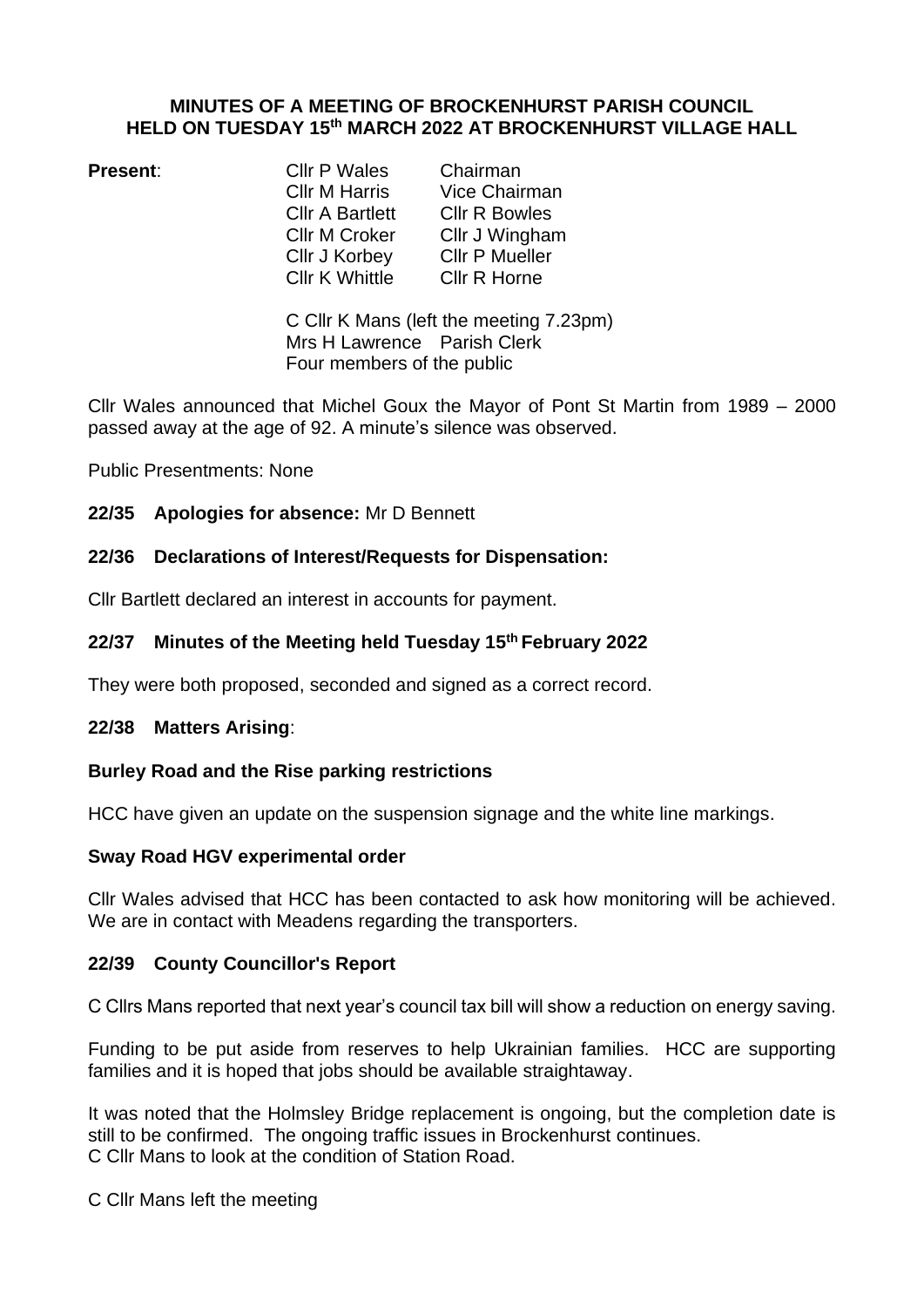**MINUTES OF A MEETING OF BROCKENHURST PARISH COUNCIL HELD ON TUESDAY 15th MARCH 2022 AT BROCKENHURST VILLAGE HALL**

**Present**:

| | |
|---|---|
| Cllr P Wales | Chairman |
| Cllr M Harris | Vice Chairman |
| Cllr A Bartlett | Cllr R Bowles |
| Cllr M Croker | Cllr J Wingham |
| Cllr J Korbey | Cllr P Mueller |
| Cllr K Whittle | Cllr R Horne |

C Cllr K Mans (left the meeting 7.23pm)
Mrs H Lawrence Parish Clerk
Four members of the public

Cllr Wales announced that Michel Goux the Mayor of Pont St Martin from 1989 – 2000 passed away at the age of 92. A minute's silence was observed.

Public Presentments: None

**22/35 Apologies for absence:** Mr D Bennett

**22/36 Declarations of Interest/Requests for Dispensation:**

Cllr Bartlett declared an interest in accounts for payment.

**22/37 Minutes of the Meeting held Tuesday 15th February 2022**

They were both proposed, seconded and signed as a correct record.

**22/38 Matters Arising**:

**Burley Road and the Rise parking restrictions**

HCC have given an update on the suspension signage and the white line markings.

**Sway Road HGV experimental order**

Cllr Wales advised that HCC has been contacted to ask how monitoring will be achieved. We are in contact with Meadens regarding the transporters.

**22/39 County Councillor's Report**

C Cllrs Mans reported that next year's council tax bill will show a reduction on energy saving.

Funding to be put aside from reserves to help Ukrainian families. HCC are supporting families and it is hoped that jobs should be available straightaway.

It was noted that the Holmsley Bridge replacement is ongoing, but the completion date is still to be confirmed. The ongoing traffic issues in Brockenhurst continues.
C Cllr Mans to look at the condition of Station Road.

C Cllr Mans left the meeting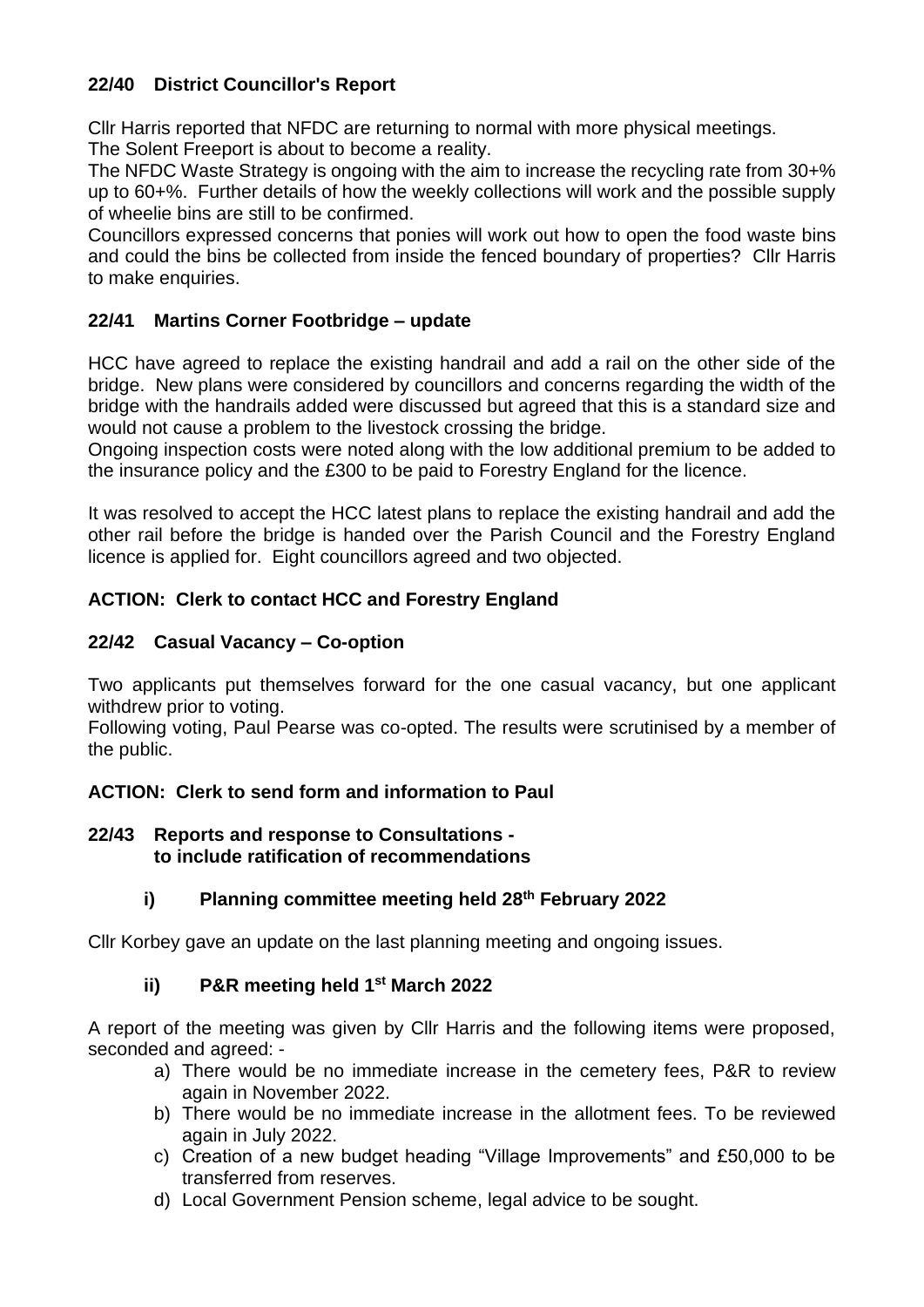### 22/40 District Councillor's Report

Cllr Harris reported that NFDC are returning to normal with more physical meetings.
The Solent Freeport is about to become a reality.
The NFDC Waste Strategy is ongoing with the aim to increase the recycling rate from 30+% up to 60+%. Further details of how the weekly collections will work and the possible supply of wheelie bins are still to be confirmed.
Councillors expressed concerns that ponies will work out how to open the food waste bins and could the bins be collected from inside the fenced boundary of properties? Cllr Harris to make enquiries.

### 22/41 Martins Corner Footbridge – update

HCC have agreed to replace the existing handrail and add a rail on the other side of the bridge. New plans were considered by councillors and concerns regarding the width of the bridge with the handrails added were discussed but agreed that this is a standard size and would not cause a problem to the livestock crossing the bridge.
Ongoing inspection costs were noted along with the low additional premium to be added to the insurance policy and the £300 to be paid to Forestry England for the licence.

It was resolved to accept the HCC latest plans to replace the existing handrail and add the other rail before the bridge is handed over the Parish Council and the Forestry England licence is applied for. Eight councillors agreed and two objected.

**ACTION: Clerk to contact HCC and Forestry England**

### 22/42 Casual Vacancy – Co-option

Two applicants put themselves forward for the one casual vacancy, but one applicant withdrew prior to voting.
Following voting, Paul Pearse was co-opted. The results were scrutinised by a member of the public.

**ACTION: Clerk to send form and information to Paul**

### 22/43 Reports and response to Consultations - to include ratification of recommendations

#### i) Planning committee meeting held 28th February 2022

Cllr Korbey gave an update on the last planning meeting and ongoing issues.

#### ii) P&R meeting held 1st March 2022

A report of the meeting was given by Cllr Harris and the following items were proposed, seconded and agreed: -

a) There would be no immediate increase in the cemetery fees, P&R to review again in November 2022.
b) There would be no immediate increase in the allotment fees. To be reviewed again in July 2022.
c) Creation of a new budget heading "Village Improvements" and £50,000 to be transferred from reserves.
d) Local Government Pension scheme, legal advice to be sought.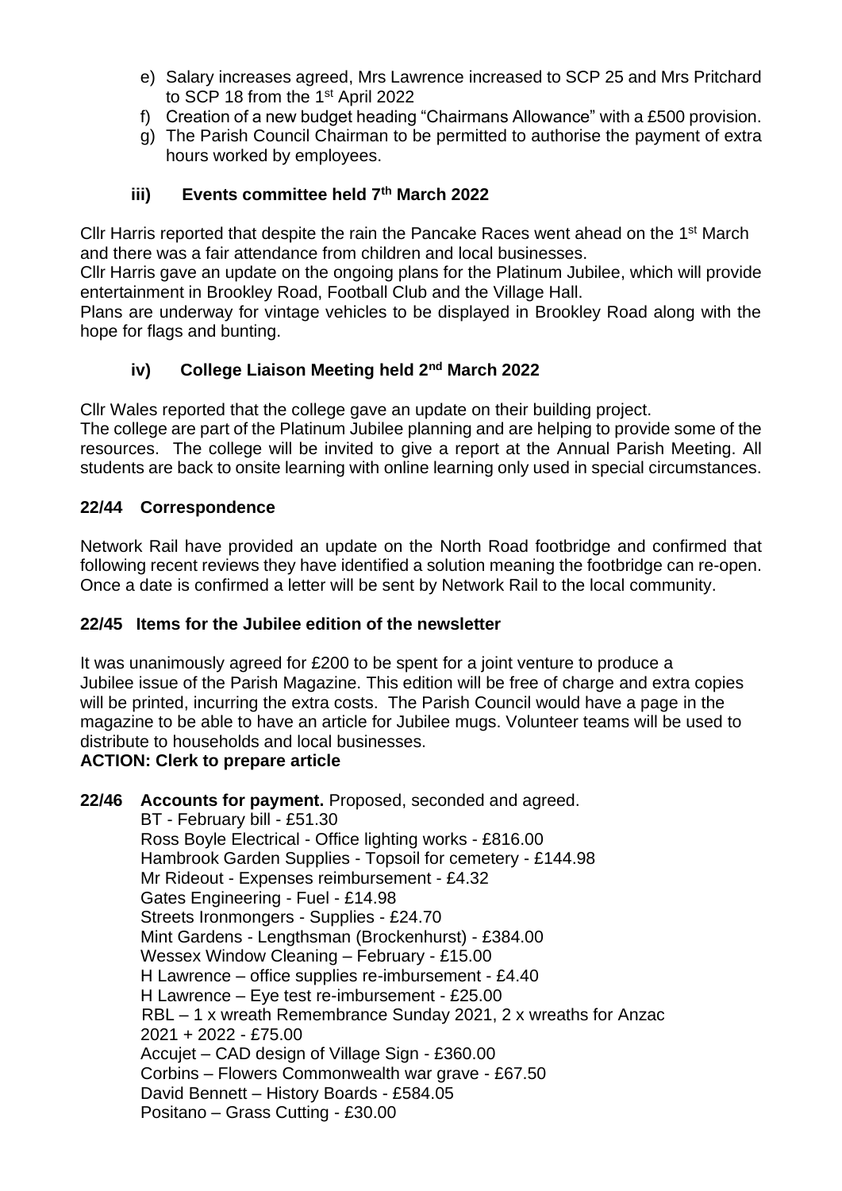e) Salary increases agreed, Mrs Lawrence increased to SCP 25 and Mrs Pritchard to SCP 18 from the 1st April 2022

f) Creation of a new budget heading "Chairmans Allowance" with a £500 provision.

g) The Parish Council Chairman to be permitted to authorise the payment of extra hours worked by employees.

### iii) Events committee held 7th March 2022

Cllr Harris reported that despite the rain the Pancake Races went ahead on the 1st March and there was a fair attendance from children and local businesses.

Cllr Harris gave an update on the ongoing plans for the Platinum Jubilee, which will provide entertainment in Brookley Road, Football Club and the Village Hall.

Plans are underway for vintage vehicles to be displayed in Brookley Road along with the hope for flags and bunting.

### iv) College Liaison Meeting held 2nd March 2022

Cllr Wales reported that the college gave an update on their building project.

The college are part of the Platinum Jubilee planning and are helping to provide some of the resources. The college will be invited to give a report at the Annual Parish Meeting. All students are back to onsite learning with online learning only used in special circumstances.

## 22/44 Correspondence

Network Rail have provided an update on the North Road footbridge and confirmed that following recent reviews they have identified a solution meaning the footbridge can re-open. Once a date is confirmed a letter will be sent by Network Rail to the local community.

## 22/45 Items for the Jubilee edition of the newsletter

It was unanimously agreed for £200 to be spent for a joint venture to produce a Jubilee issue of the Parish Magazine. This edition will be free of charge and extra copies will be printed, incurring the extra costs. The Parish Council would have a page in the magazine to be able to have an article for Jubilee mugs. Volunteer teams will be used to distribute to households and local businesses.

**ACTION: Clerk to prepare article**

**22/46 Accounts for payment.** Proposed, seconded and agreed.

BT - February bill - £51.30
Ross Boyle Electrical - Office lighting works - £816.00
Hambrook Garden Supplies - Topsoil for cemetery - £144.98
Mr Rideout - Expenses reimbursement - £4.32
Gates Engineering - Fuel - £14.98
Streets Ironmongers - Supplies - £24.70
Mint Gardens - Lengthsman (Brockenhurst) - £384.00
Wessex Window Cleaning – February - £15.00
H Lawrence – office supplies re-imbursement - £4.40
H Lawrence – Eye test re-imbursement - £25.00
RBL – 1 x wreath Remembrance Sunday 2021, 2 x wreaths for Anzac 2021 + 2022 - £75.00
Accujet – CAD design of Village Sign - £360.00
Corbins – Flowers Commonwealth war grave - £67.50
David Bennett – History Boards - £584.05
Positano – Grass Cutting - £30.00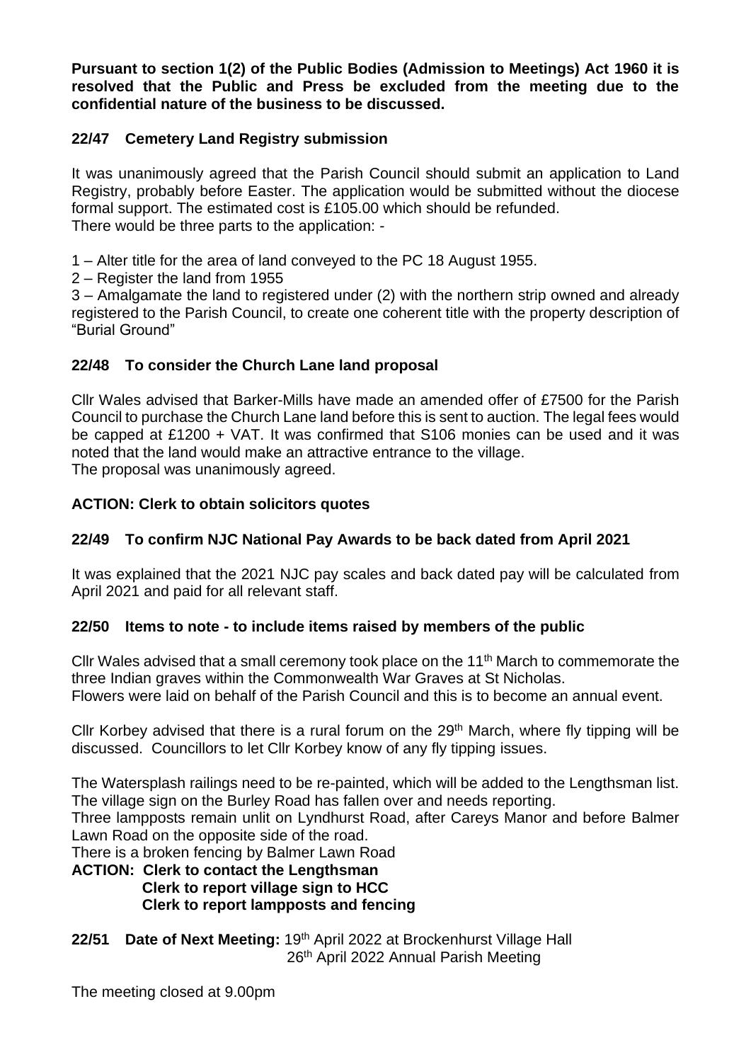**Pursuant to section 1(2) of the Public Bodies (Admission to Meetings) Act 1960 it is resolved that the Public and Press be excluded from the meeting due to the confidential nature of the business to be discussed.**

### 22/47 Cemetery Land Registry submission

It was unanimously agreed that the Parish Council should submit an application to Land Registry, probably before Easter. The application would be submitted without the diocese formal support. The estimated cost is £105.00 which should be refunded.
There would be three parts to the application: -

1 – Alter title for the area of land conveyed to the PC 18 August 1955.
2 – Register the land from 1955
3 – Amalgamate the land to registered under (2) with the northern strip owned and already registered to the Parish Council, to create one coherent title with the property description of "Burial Ground"

### 22/48 To consider the Church Lane land proposal

Cllr Wales advised that Barker-Mills have made an amended offer of £7500 for the Parish Council to purchase the Church Lane land before this is sent to auction. The legal fees would be capped at £1200 + VAT. It was confirmed that S106 monies can be used and it was noted that the land would make an attractive entrance to the village.
The proposal was unanimously agreed.

**ACTION: Clerk to obtain solicitors quotes**

### 22/49 To confirm NJC National Pay Awards to be back dated from April 2021

It was explained that the 2021 NJC pay scales and back dated pay will be calculated from April 2021 and paid for all relevant staff.

### 22/50 Items to note - to include items raised by members of the public

Cllr Wales advised that a small ceremony took place on the 11th March to commemorate the three Indian graves within the Commonwealth War Graves at St Nicholas.
Flowers were laid on behalf of the Parish Council and this is to become an annual event.

Cllr Korbey advised that there is a rural forum on the 29th March, where fly tipping will be discussed. Councillors to let Cllr Korbey know of any fly tipping issues.

The Watersplash railings need to be re-painted, which will be added to the Lengthsman list.
The village sign on the Burley Road has fallen over and needs reporting.
Three lampposts remain unlit on Lyndhurst Road, after Careys Manor and before Balmer Lawn Road on the opposite side of the road.
There is a broken fencing by Balmer Lawn Road

**ACTION: Clerk to contact the Lengthsman**
**Clerk to report village sign to HCC**
**Clerk to report lampposts and fencing**

**22/51 Date of Next Meeting:** 19th April 2022 at Brockenhurst Village Hall
26th April 2022 Annual Parish Meeting

The meeting closed at 9.00pm